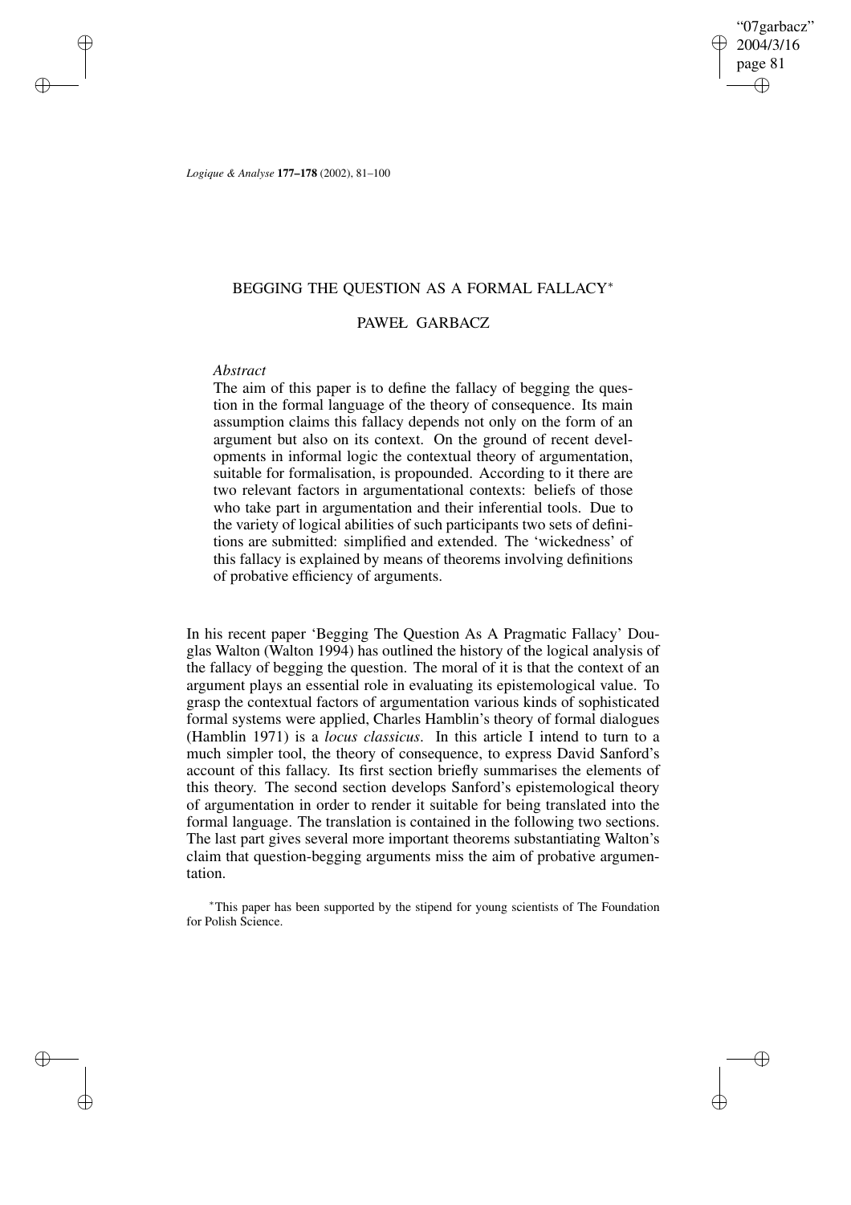# BEGGING THE QUESTION AS A FORMAL FALLACY*

## PAWEŁ GARBACZ

*Abstract*

The aim of this paper is to define the fallacy of begging the question in the formal language of the theory of consequence. Its main assumption claims this fallacy depends not only on the form of an argument but also on its context. On the ground of recent developments in informal logic the contextual theory of argumentation, suitable for formalisation, is propounded. According to it there are two relevant factors in argumentational contexts: beliefs of those who take part in argumentation and their inferential tools. Due to the variety of logical abilities of such participants two sets of definitions are submitted: simplified and extended. The 'wickedness' of this fallacy is explained by means of theorems involving definitions of probative efficiency of arguments.

In his recent paper 'Begging The Question As A Pragmatic Fallacy' Douglas Walton (Walton 1994) has outlined the history of the logical analysis of the fallacy of begging the question. The moral of it is that the context of an argument plays an essential role in evaluating its epistemological value. To grasp the contextual factors of argumentation various kinds of sophisticated formal systems were applied, Charles Hamblin's theory of formal dialogues (Hamblin 1971) is a *locus classicus*. In this article I intend to turn to a much simpler tool, the theory of consequence, to express David Sanford's account of this fallacy. Its first section briefly summarises the elements of this theory. The second section develops Sanford's epistemological theory of argumentation in order to render it suitable for being translated into the formal language. The translation is contained in the following two sections. The last part gives several more important theorems substantiating Walton's claim that question-begging arguments miss the aim of probative argumentation.

*This paper has been supported by the stipend for young scientists of The Foundation for Polish Science.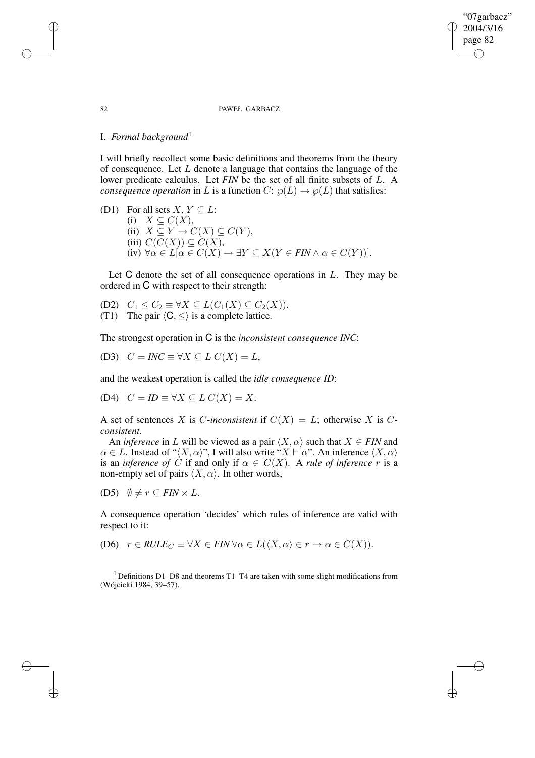## I. *Formal background*[1]

I will briefly recollect some basic definitions and theorems from the theory of consequence. Let $L$ denote a language that contains the language of the lower predicate calculus. Let *FIN* be the set of all finite subsets of $L$. A *consequence operation* in $L$ is a function $C\colon \wp(L) \to \wp(L)$ that satisfies:

(D1) For all sets $X, Y \subseteq L$:
(i) $X \subseteq C(X)$,
(ii) $X \subseteq Y \to C(X) \subseteq C(Y)$,
(iii) $C(C(X)) \subseteq C(X)$,
(iv) $\forall \alpha \in L[\alpha \in C(X) \to \exists Y \subseteq X(Y \in \mathit{FIN} \wedge \alpha \in C(Y))]$.

Let $\mathsf{C}$ denote the set of all consequence operations in $L$. They may be ordered in $\mathsf{C}$ with respect to their strength:

(D2) $C_1 \leq C_2 \equiv \forall X \subseteq L(C_1(X) \subseteq C_2(X))$.
(T1) The pair $\langle \mathsf{C}, \leq \rangle$ is a complete lattice.

The strongest operation in $\mathsf{C}$ is the *inconsistent consequence INC*:

(D3) $C = \mathit{INC} \equiv \forall X \subseteq L\ C(X) = L$,

and the weakest operation is called the *idle consequence ID*:

(D4) $C = \mathit{ID} \equiv \forall X \subseteq L\ C(X) = X$.

A set of sentences $X$ is $C$-*inconsistent* if $C(X) = L$; otherwise $X$ is $C$-*consistent*.

An *inference* in $L$ will be viewed as a pair $\langle X, \alpha \rangle$ such that $X \in \mathit{FIN}$ and $\alpha \in L$. Instead of "$\langle X, \alpha \rangle$", I will also write "$X \vdash \alpha$". An inference $\langle X, \alpha \rangle$ is an *inference of* $C$ if and only if $\alpha \in C(X)$. A *rule of inference* $r$ is a non-empty set of pairs $\langle X, \alpha \rangle$. In other words,

(D5) $\emptyset \neq r \subseteq \mathit{FIN} \times L$.

A consequence operation 'decides' which rules of inference are valid with respect to it:

(D6) $r \in \mathit{RULE}_C \equiv \forall X \in \mathit{FIN}\, \forall \alpha \in L(\langle X, \alpha \rangle \in r \to \alpha \in C(X))$.

[1] Definitions D1–D8 and theorems T1–T4 are taken with some slight modifications from (Wójcicki 1984, 39–57).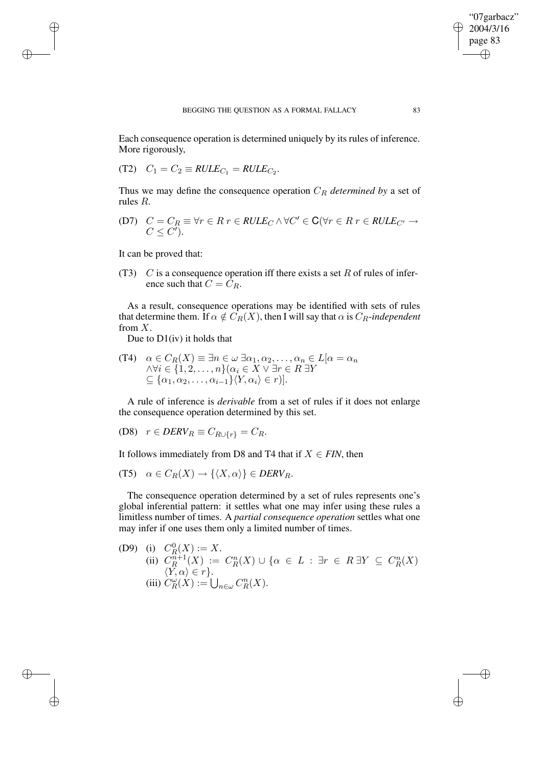Each consequence operation is determined uniquely by its rules of inference. More rigorously,

(T2) $C_1 = C_2 \equiv \mathit{RULE}_{C_1} = \mathit{RULE}_{C_2}$.

Thus we may define the consequence operation $C_R$ *determined by* a set of rules $R$.

(D7) $C = C_R \equiv \forall r \in R\ r \in \mathit{RULE}_C \wedge \forall C' \in \mathsf{C}(\forall r \in R\ r \in \mathit{RULE}_{C'} \rightarrow C \leq C')$.

It can be proved that:

(T3) $C$ is a consequence operation iff there exists a set $R$ of rules of inference such that $C = C_R$.

As a result, consequence operations may be identified with sets of rules that determine them. If $\alpha \notin C_R(X)$, then I will say that $\alpha$ is $C_R$-*independent* from $X$.

Due to D1(iv) it holds that

(T4) $\alpha \in C_R(X) \equiv \exists n \in \omega\ \exists \alpha_1, \alpha_2, \ldots, \alpha_n \in L[\alpha = \alpha_n \wedge \forall i \in \{1, 2, \ldots, n\}(\alpha_i \in X \vee \exists r \in R\ \exists Y \subseteq \{\alpha_1, \alpha_2, \ldots, \alpha_{i-1}\} \langle Y, \alpha_i \rangle \in r)]$.

A rule of inference is *derivable* from a set of rules if it does not enlarge the consequence operation determined by this set.

(D8) $r \in \mathit{DERV}_R \equiv C_{R \cup \{r\}} = C_R$.

It follows immediately from D8 and T4 that if $X \in \mathit{FIN}$, then

(T5) $\alpha \in C_R(X) \rightarrow \{\langle X, \alpha \rangle\} \in \mathit{DERV}_R$.

The consequence operation determined by a set of rules represents one's global inferential pattern: it settles what one may infer using these rules a limitless number of times. A *partial consequence operation* settles what one may infer if one uses them only a limited number of times.

(D9) (i) $C_R^0(X) := X$.
(ii) $C_R^{n+1}(X) := C_R^n(X) \cup \{\alpha \in L : \exists r \in R\ \exists Y \subseteq C_R^n(X)\ \langle Y, \alpha \rangle \in r\}$.
(iii) $C_R^\omega(X) := \bigcup_{n \in \omega} C_R^n(X)$.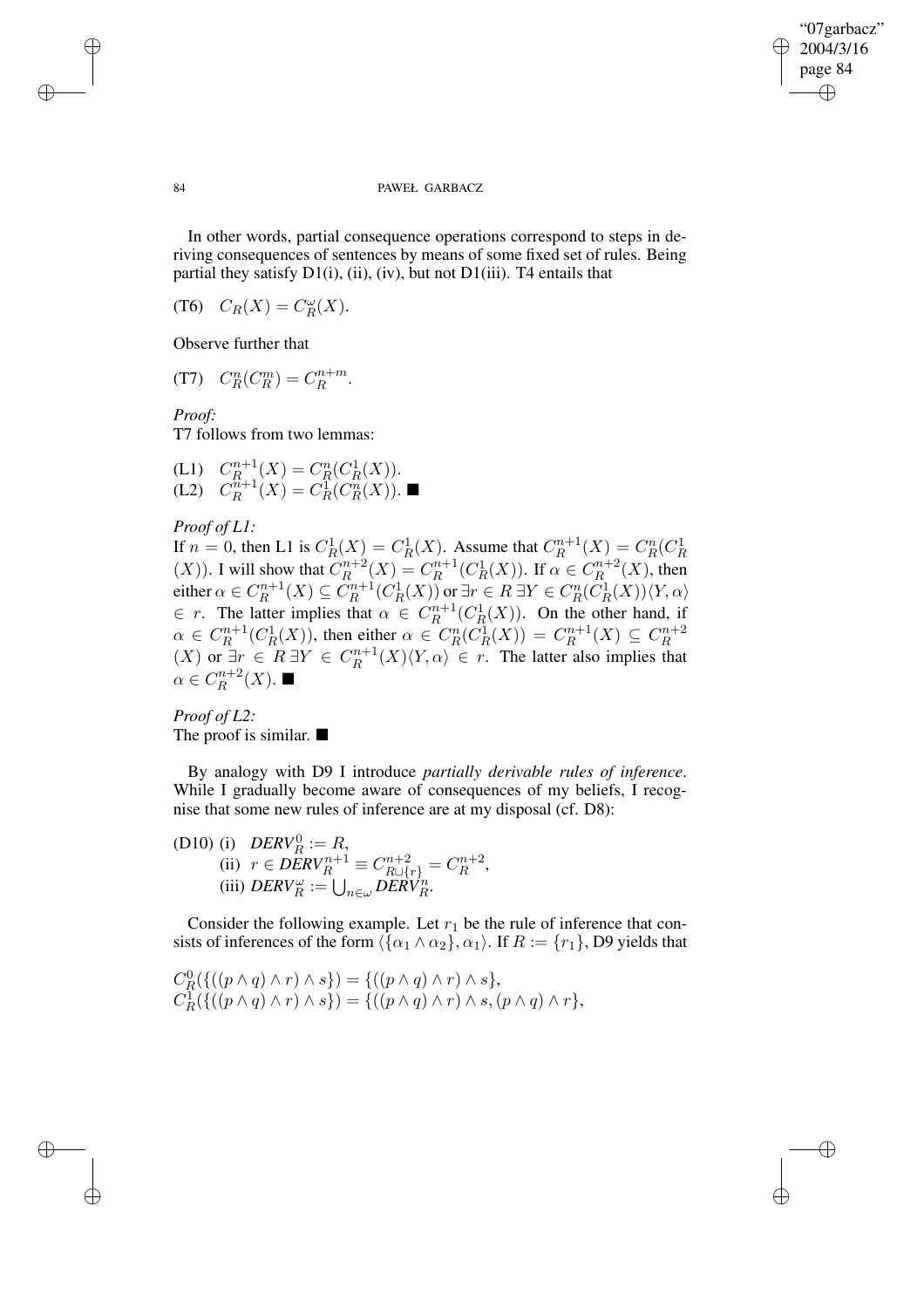In other words, partial consequence operations correspond to steps in deriving consequences of sentences by means of some fixed set of rules. Being partial they satisfy D1(i), (ii), (iv), but not D1(iii). T4 entails that

(T6) $C_R(X) = C^{\omega}_R(X)$.

Observe further that

(T7) $C^n_R(C^m_R) = C^{n+m}_R$.

*Proof:*
T7 follows from two lemmas:

(L1) $C^{n+1}_R(X) = C^n_R(C^1_R(X))$.
(L2) $C^{n+1}_R(X) = C^1_R(C^n_R(X))$. ■

*Proof of L1:*
If $n = 0$, then L1 is $C^1_R(X) = C^1_R(X)$. Assume that $C^{n+1}_R(X) = C^n_R(C^1_R(X))$. I will show that $C^{n+2}_R(X) = C^{n+1}_R(C^1_R(X))$. If $\alpha \in C^{n+2}_R(X)$, then either $\alpha \in C^{n+1}_R(X) \subseteq C^{n+1}_R(C^1_R(X))$ or $\exists r \in R\ \exists Y \in C^n_R(C^1_R(X)) \langle Y, \alpha \rangle \in r$. The latter implies that $\alpha \in C^{n+1}_R(C^1_R(X))$. On the other hand, if $\alpha \in C^{n+1}_R(C^1_R(X))$, then either $\alpha \in C^n_R(C^1_R(X)) = C^{n+1}_R(X) \subseteq C^{n+2}_R(X)$ or $\exists r \in R\ \exists Y \in C^{n+1}_R(X) \langle Y, \alpha \rangle \in r$. The latter also implies that $\alpha \in C^{n+2}_R(X)$. ■

*Proof of L2:*
The proof is similar. ■

By analogy with D9 I introduce *partially derivable rules of inference*. While I gradually become aware of consequences of my beliefs, I recognise that some new rules of inference are at my disposal (cf. D8):

(D10) (i) $DERV^0_R := R$,
(ii) $r \in DERV^{n+1}_R \equiv C^{n+2}_{R \cup \{r\}} = C^{n+2}_R$,
(iii) $DERV^{\omega}_R := \bigcup_{n \in \omega} DERV^n_R$.

Consider the following example. Let $r_1$ be the rule of inference that consists of inferences of the form $\langle \{\alpha_1 \wedge \alpha_2\}, \alpha_1 \rangle$. If $R := \{r_1\}$, D9 yields that

$C^0_R(\{((p \wedge q) \wedge r) \wedge s\}) = \{((p \wedge q) \wedge r) \wedge s\}$,
$C^1_R(\{((p \wedge q) \wedge r) \wedge s\}) = \{((p \wedge q) \wedge r) \wedge s, (p \wedge q) \wedge r\}$,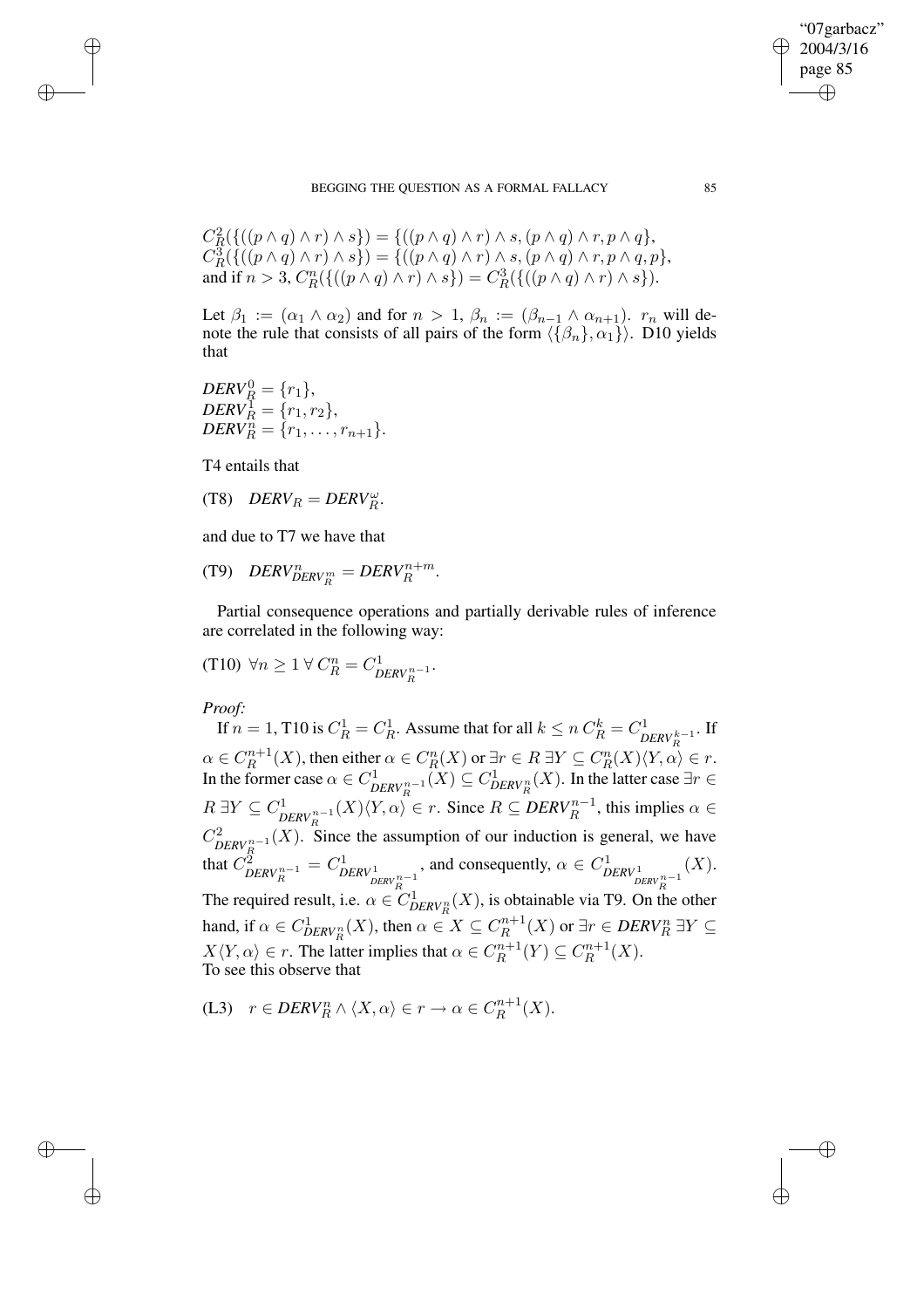$C^2_R(\{((p \wedge q) \wedge r) \wedge s\}) = \{((p \wedge q) \wedge r) \wedge s, (p \wedge q) \wedge r, p \wedge q\}$,
$C^3_R(\{((p \wedge q) \wedge r) \wedge s\}) = \{((p \wedge q) \wedge r) \wedge s, (p \wedge q) \wedge r, p \wedge q, p\}$,
and if $n > 3$, $C^n_R(\{((p \wedge q) \wedge r) \wedge s\}) = C^3_R(\{((p \wedge q) \wedge r) \wedge s\})$.

Let $\beta_1 := (\alpha_1 \wedge \alpha_2)$ and for $n > 1$, $\beta_n := (\beta_{n-1} \wedge \alpha_{n+1})$. $r_n$ will denote the rule that consists of all pairs of the form $\langle \{\beta_n\}, \alpha_1 \rangle$. D10 yields that

$\mathit{DERV}^0_R = \{r_1\}$,
$\mathit{DERV}^1_R = \{r_1, r_2\}$,
$\mathit{DERV}^n_R = \{r_1, \ldots, r_{n+1}\}$.

T4 entails that

(T8) $\quad \mathit{DERV}_R = \mathit{DERV}^\omega_R$.

and due to T7 we have that

(T9) $\quad \mathit{DERV}^n_{\mathit{DERV}^m_R} = \mathit{DERV}^{n+m}_R$.

Partial consequence operations and partially derivable rules of inference are correlated in the following way:

(T10) $\forall n \geq 1 \; \forall \; C^n_R = C^1_{\mathit{DERV}^{n-1}_R}$.

*Proof:*

If $n = 1$, T10 is $C^1_R = C^1_R$. Assume that for all $k \leq n$ $C^k_R = C^1_{\mathit{DERV}^{k-1}_R}$. If $\alpha \in C^{n+1}_R(X)$, then either $\alpha \in C^n_R(X)$ or $\exists r \in R \; \exists Y \subseteq C^n_R(X) \langle Y, \alpha \rangle \in r$. In the former case $\alpha \in C^1_{\mathit{DERV}^{n-1}_R}(X) \subseteq C^1_{\mathit{DERV}^n_R}(X)$. In the latter case $\exists r \in R \; \exists Y \subseteq C^1_{\mathit{DERV}^{n-1}_R}(X) \langle Y, \alpha \rangle \in r$. Since $R \subseteq \mathit{DERV}^{n-1}_R$, this implies $\alpha \in C^2_{\mathit{DERV}^{n-1}_R}(X)$. Since the assumption of our induction is general, we have that $C^2_{\mathit{DERV}^{n-1}_R} = C^1_{\mathit{DERV}^1_{\mathit{DERV}^{n-1}_R}}$, and consequently, $\alpha \in C^1_{\mathit{DERV}^1_{\mathit{DERV}^{n-1}_R}}(X)$. The required result, i.e. $\alpha \in C^1_{\mathit{DERV}^n_R}(X)$, is obtainable via T9. On the other hand, if $\alpha \in C^1_{\mathit{DERV}^n_R}(X)$, then $\alpha \in X \subseteq C^{n+1}_R(X)$ or $\exists r \in \mathit{DERV}^n_R \; \exists Y \subseteq X \langle Y, \alpha \rangle \in r$. The latter implies that $\alpha \in C^{n+1}_R(Y) \subseteq C^{n+1}_R(X)$. To see this observe that

(L3) $\quad r \in \mathit{DERV}^n_R \wedge \langle X, \alpha \rangle \in r \rightarrow \alpha \in C^{n+1}_R(X)$.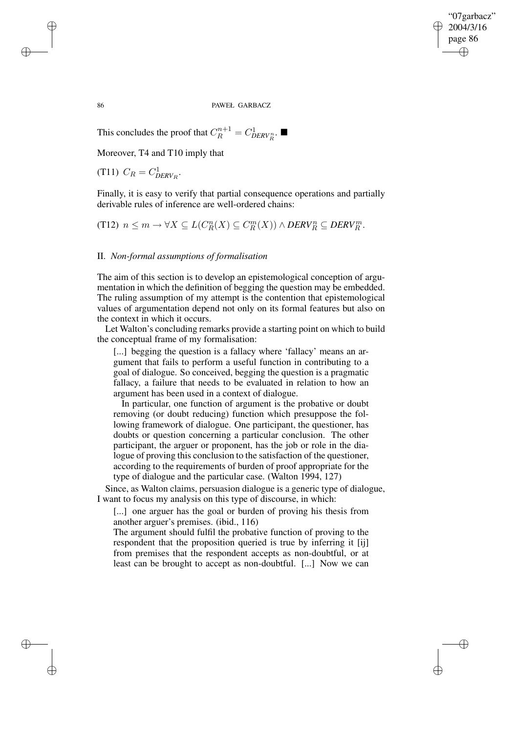This concludes the proof that $C_R^{n+1} = C^1_{DERV^n_R}$. ■

Moreover, T4 and T10 imply that

(T11) $C_R = C^1_{DERV_R}$.

Finally, it is easy to verify that partial consequence operations and partially derivable rules of inference are well-ordered chains:

(T12) $n \leq m \rightarrow \forall X \subseteq L(C^n_R(X) \subseteq C^m_R(X)) \wedge DERV^n_R \subseteq DERV^m_R$.

## II. *Non-formal assumptions of formalisation*

The aim of this section is to develop an epistemological conception of argumentation in which the definition of begging the question may be embedded. The ruling assumption of my attempt is the contention that epistemological values of argumentation depend not only on its formal features but also on the context in which it occurs.

Let Walton's concluding remarks provide a starting point on which to build the conceptual frame of my formalisation:

> [...] begging the question is a fallacy where 'fallacy' means an argument that fails to perform a useful function in contributing to a goal of dialogue. So conceived, begging the question is a pragmatic fallacy, a failure that needs to be evaluated in relation to how an argument has been used in a context of dialogue.
>
> In particular, one function of argument is the probative or doubt removing (or doubt reducing) function which presuppose the following framework of dialogue. One participant, the questioner, has doubts or question concerning a particular conclusion. The other participant, the arguer or proponent, has the job or role in the dialogue of proving this conclusion to the satisfaction of the questioner, according to the requirements of burden of proof appropriate for the type of dialogue and the particular case. (Walton 1994, 127)

Since, as Walton claims, persuasion dialogue is a generic type of dialogue, I want to focus my analysis on this type of discourse, in which:

> [...] one arguer has the goal or burden of proving his thesis from another arguer's premises. (ibid., 116)
>
> The argument should fulfil the probative function of proving to the respondent that the proposition queried is true by inferring it [ij] from premises that the respondent accepts as non-doubtful, or at least can be brought to accept as non-doubtful. [...] Now we can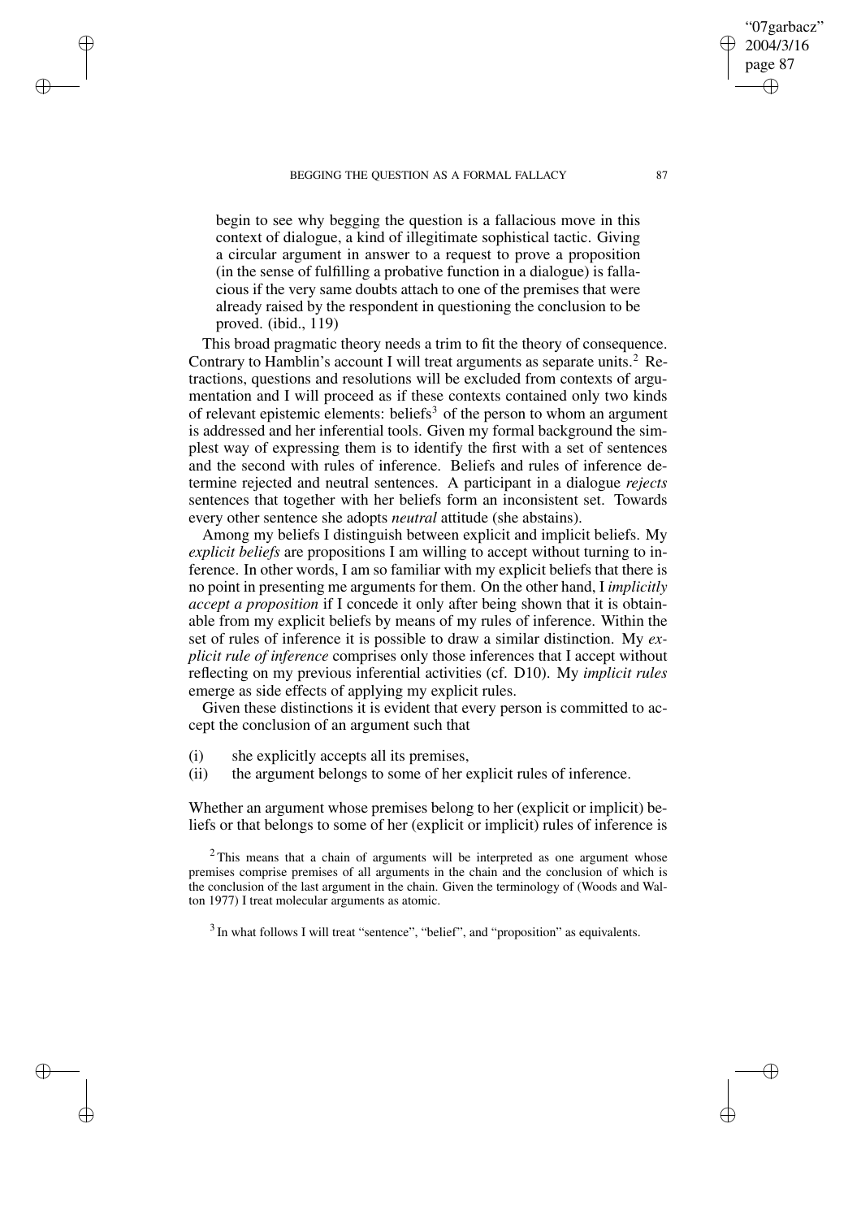> begin to see why begging the question is a fallacious move in this context of dialogue, a kind of illegitimate sophistical tactic. Giving a circular argument in answer to a request to prove a proposition (in the sense of fulfilling a probative function in a dialogue) is fallacious if the very same doubts attach to one of the premises that were already raised by the respondent in questioning the conclusion to be proved. (ibid., 119)

This broad pragmatic theory needs a trim to fit the theory of consequence. Contrary to Hamblin's account I will treat arguments as separate units.[2] Retractions, questions and resolutions will be excluded from contexts of argumentation and I will proceed as if these contexts contained only two kinds of relevant epistemic elements: beliefs[3] of the person to whom an argument is addressed and her inferential tools. Given my formal background the simplest way of expressing them is to identify the first with a set of sentences and the second with rules of inference. Beliefs and rules of inference determine rejected and neutral sentences. A participant in a dialogue *rejects* sentences that together with her beliefs form an inconsistent set. Towards every other sentence she adopts *neutral* attitude (she abstains).

Among my beliefs I distinguish between explicit and implicit beliefs. My *explicit beliefs* are propositions I am willing to accept without turning to inference. In other words, I am so familiar with my explicit beliefs that there is no point in presenting me arguments for them. On the other hand, I *implicitly accept a proposition* if I concede it only after being shown that it is obtainable from my explicit beliefs by means of my rules of inference. Within the set of rules of inference it is possible to draw a similar distinction. My *explicit rule of inference* comprises only those inferences that I accept without reflecting on my previous inferential activities (cf. D10). My *implicit rules* emerge as side effects of applying my explicit rules.

Given these distinctions it is evident that every person is committed to accept the conclusion of an argument such that

(i) she explicitly accepts all its premises,
(ii) the argument belongs to some of her explicit rules of inference.

Whether an argument whose premises belong to her (explicit or implicit) beliefs or that belongs to some of her (explicit or implicit) rules of inference is

[2] This means that a chain of arguments will be interpreted as one argument whose premises comprise premises of all arguments in the chain and the conclusion of which is the conclusion of the last argument in the chain. Given the terminology of (Woods and Walton 1977) I treat molecular arguments as atomic.

[3] In what follows I will treat "sentence", "belief", and "proposition" as equivalents.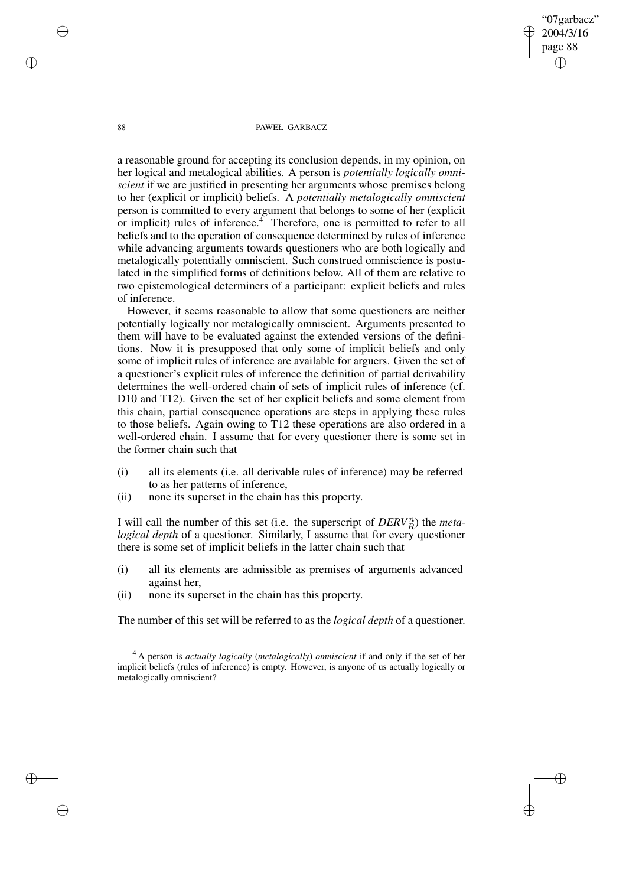a reasonable ground for accepting its conclusion depends, in my opinion, on her logical and metalogical abilities. A person is *potentially logically omniscient* if we are justified in presenting her arguments whose premises belong to her (explicit or implicit) beliefs. A *potentially metalogically omniscient* person is committed to every argument that belongs to some of her (explicit or implicit) rules of inference.[4] Therefore, one is permitted to refer to all beliefs and to the operation of consequence determined by rules of inference while advancing arguments towards questioners who are both logically and metalogically potentially omniscient. Such construed omniscience is postulated in the simplified forms of definitions below. All of them are relative to two epistemological determiners of a participant: explicit beliefs and rules of inference.

However, it seems reasonable to allow that some questioners are neither potentially logically nor metalogically omniscient. Arguments presented to them will have to be evaluated against the extended versions of the definitions. Now it is presupposed that only some of implicit beliefs and only some of implicit rules of inference are available for arguers. Given the set of a questioner's explicit rules of inference the definition of partial derivability determines the well-ordered chain of sets of implicit rules of inference (cf. D10 and T12). Given the set of her explicit beliefs and some element from this chain, partial consequence operations are steps in applying these rules to those beliefs. Again owing to T12 these operations are also ordered in a well-ordered chain. I assume that for every questioner there is some set in the former chain such that

(i) all its elements (i.e. all derivable rules of inference) may be referred to as her patterns of inference,
(ii) none its superset in the chain has this property.

I will call the number of this set (i.e. the superscript of $DERV_R^n$) the *metalogical depth* of a questioner. Similarly, I assume that for every questioner there is some set of implicit beliefs in the latter chain such that

(i) all its elements are admissible as premises of arguments advanced against her,
(ii) none its superset in the chain has this property.

The number of this set will be referred to as the *logical depth* of a questioner.

[4] A person is *actually logically* (*metalogically*) *omniscient* if and only if the set of her implicit beliefs (rules of inference) is empty. However, is anyone of us actually logically or metalogically omniscient?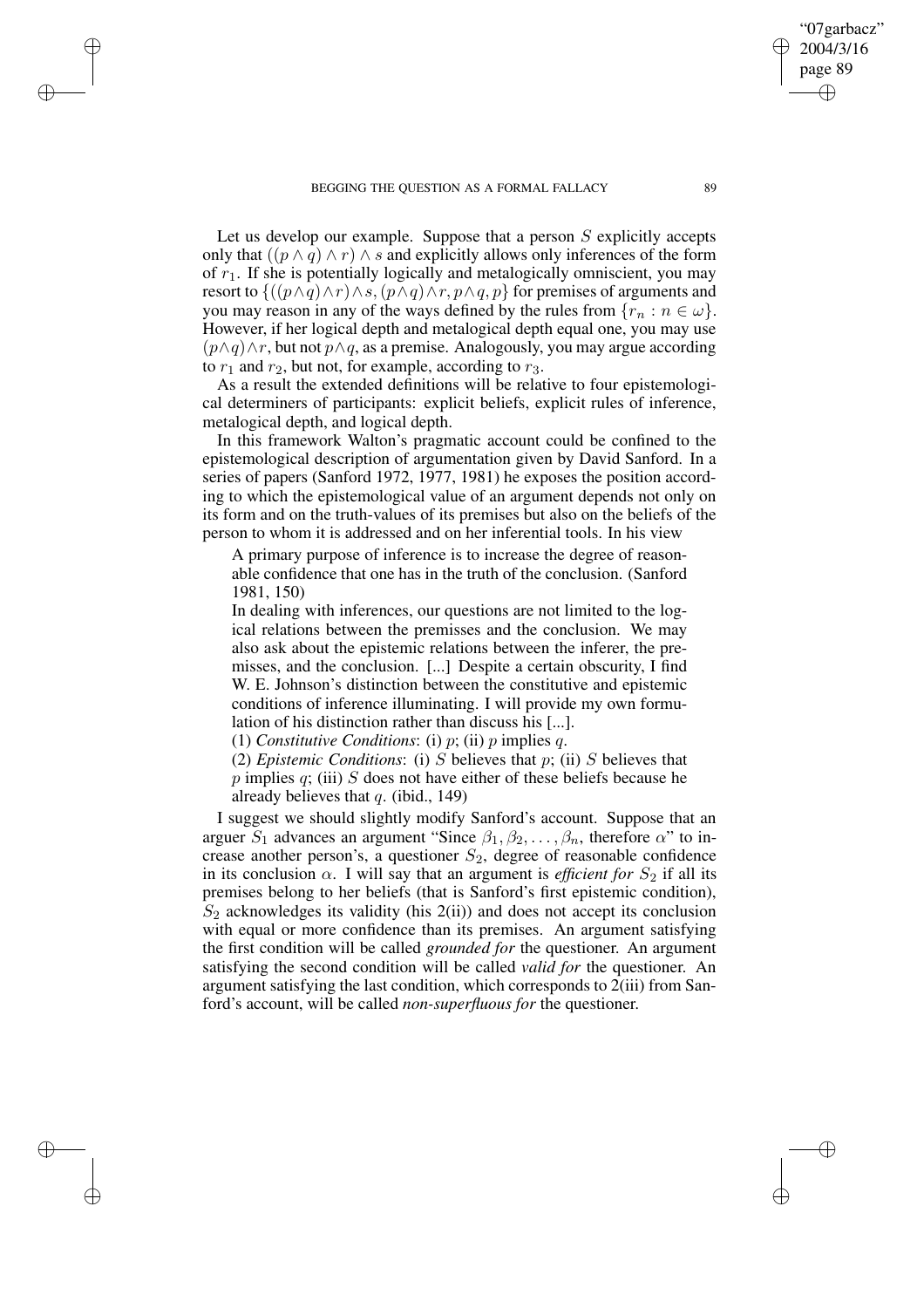Let us develop our example. Suppose that a person $S$ explicitly accepts only that $((p \wedge q) \wedge r) \wedge s$ and explicitly allows only inferences of the form of $r_1$. If she is potentially logically and metalogically omniscient, you may resort to $\{((p \wedge q) \wedge r) \wedge s, (p \wedge q) \wedge r, p \wedge q, p\}$ for premises of arguments and you may reason in any of the ways defined by the rules from $\{r_n : n \in \omega\}$. However, if her logical depth and metalogical depth equal one, you may use $(p \wedge q) \wedge r$, but not $p \wedge q$, as a premise. Analogously, you may argue according to $r_1$ and $r_2$, but not, for example, according to $r_3$.

As a result the extended definitions will be relative to four epistemological determiners of participants: explicit beliefs, explicit rules of inference, metalogical depth, and logical depth.

In this framework Walton's pragmatic account could be confined to the epistemological description of argumentation given by David Sanford. In a series of papers (Sanford 1972, 1977, 1981) he exposes the position according to which the epistemological value of an argument depends not only on its form and on the truth-values of its premises but also on the beliefs of the person to whom it is addressed and on her inferential tools. In his view

> A primary purpose of inference is to increase the degree of reasonable confidence that one has in the truth of the conclusion. (Sanford 1981, 150)
>
> In dealing with inferences, our questions are not limited to the logical relations between the premisses and the conclusion. We may also ask about the epistemic relations between the inferer, the premisses, and the conclusion. [...] Despite a certain obscurity, I find W. E. Johnson's distinction between the constitutive and epistemic conditions of inference illuminating. I will provide my own formulation of his distinction rather than discuss his [...].
>
> (1) *Constitutive Conditions*: (i) $p$; (ii) $p$ implies $q$.
>
> (2) *Epistemic Conditions*: (i) $S$ believes that $p$; (ii) $S$ believes that $p$ implies $q$; (iii) $S$ does not have either of these beliefs because he already believes that $q$. (ibid., 149)

I suggest we should slightly modify Sanford's account. Suppose that an arguer $S_1$ advances an argument "Since $\beta_1, \beta_2, \ldots, \beta_n$, therefore $\alpha$" to increase another person's, a questioner $S_2$, degree of reasonable confidence in its conclusion $\alpha$. I will say that an argument is *efficient for* $S_2$ if all its premises belong to her beliefs (that is Sanford's first epistemic condition), $S_2$ acknowledges its validity (his 2(ii)) and does not accept its conclusion with equal or more confidence than its premises. An argument satisfying the first condition will be called *grounded for* the questioner. An argument satisfying the second condition will be called *valid for* the questioner. An argument satisfying the last condition, which corresponds to 2(iii) from Sanford's account, will be called *non-superfluous for* the questioner.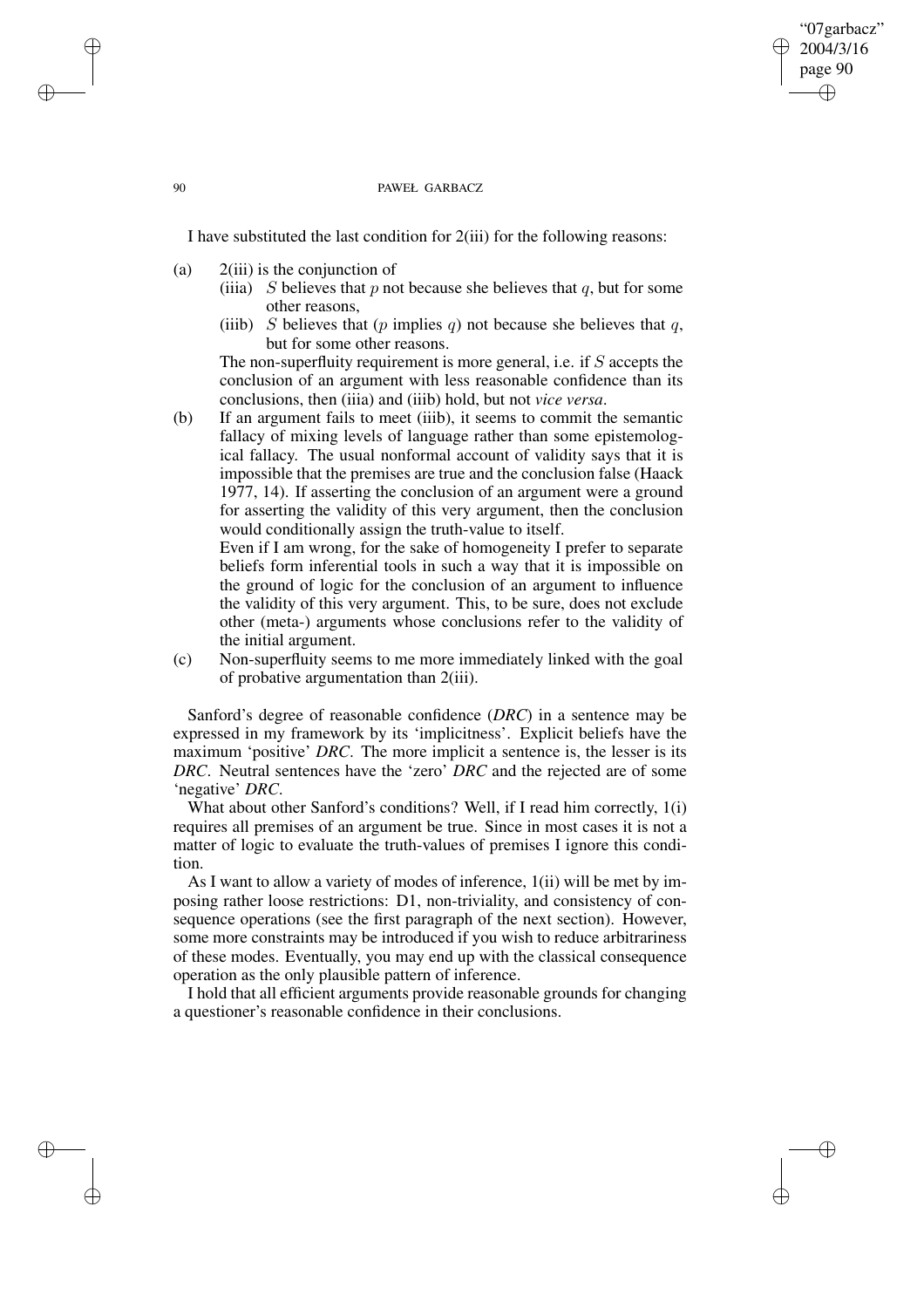I have substituted the last condition for 2(iii) for the following reasons:

(a) 2(iii) is the conjunction of
   (iiia) $S$ believes that $p$ not because she believes that $q$, but for some other reasons,
   (iiib) $S$ believes that ($p$ implies $q$) not because she believes that $q$, but for some other reasons.

   The non-superfluity requirement is more general, i.e. if $S$ accepts the conclusion of an argument with less reasonable confidence than its conclusions, then (iiia) and (iiib) hold, but not *vice versa*.

(b) If an argument fails to meet (iiib), it seems to commit the semantic fallacy of mixing levels of language rather than some epistemological fallacy. The usual nonformal account of validity says that it is impossible that the premises are true and the conclusion false (Haack 1977, 14). If asserting the conclusion of an argument were a ground for asserting the validity of this very argument, then the conclusion would conditionally assign the truth-value to itself.

   Even if I am wrong, for the sake of homogeneity I prefer to separate beliefs form inferential tools in such a way that it is impossible on the ground of logic for the conclusion of an argument to influence the validity of this very argument. This, to be sure, does not exclude other (meta-) arguments whose conclusions refer to the validity of the initial argument.

(c) Non-superfluity seems to me more immediately linked with the goal of probative argumentation than 2(iii).

Sanford's degree of reasonable confidence (***DRC***) in a sentence may be expressed in my framework by its 'implicitness'. Explicit beliefs have the maximum 'positive' ***DRC***. The more implicit a sentence is, the lesser is its ***DRC***. Neutral sentences have the 'zero' ***DRC*** and the rejected are of some 'negative' ***DRC***.

What about other Sanford's conditions? Well, if I read him correctly, 1(i) requires all premises of an argument be true. Since in most cases it is not a matter of logic to evaluate the truth-values of premises I ignore this condition.

As I want to allow a variety of modes of inference, 1(ii) will be met by imposing rather loose restrictions: D1, non-triviality, and consistency of consequence operations (see the first paragraph of the next section). However, some more constraints may be introduced if you wish to reduce arbitrariness of these modes. Eventually, you may end up with the classical consequence operation as the only plausible pattern of inference.

I hold that all efficient arguments provide reasonable grounds for changing a questioner's reasonable confidence in their conclusions.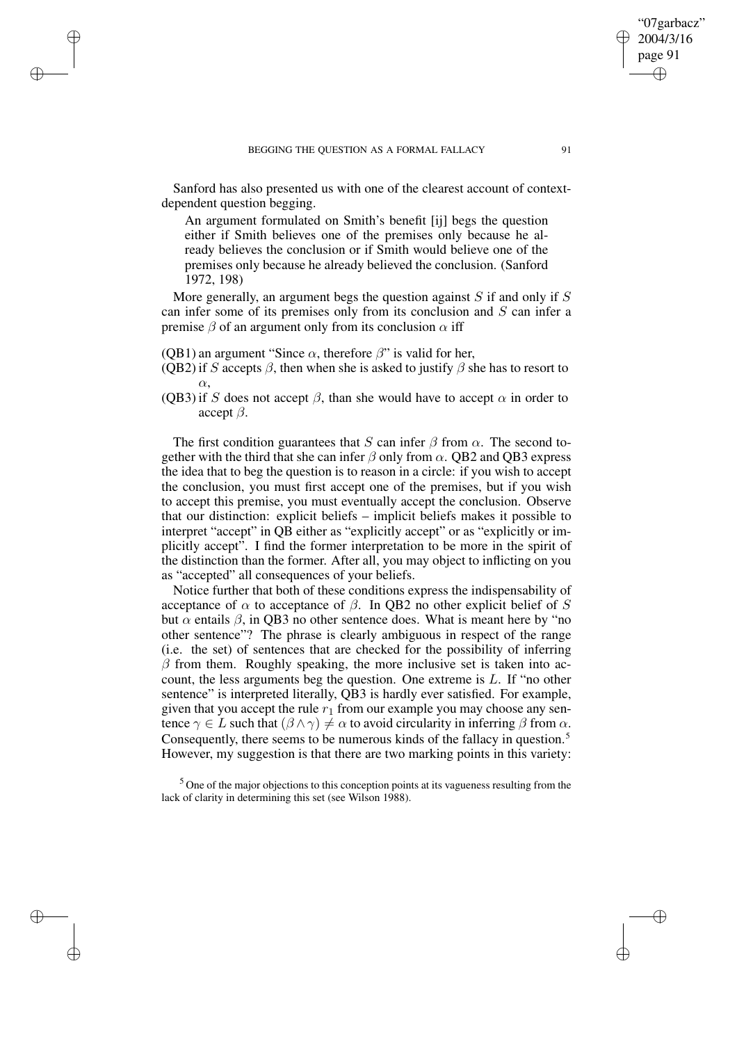Sanford has also presented us with one of the clearest account of context-dependent question begging.

> An argument formulated on Smith's benefit [ij] begs the question either if Smith believes one of the premises only because he already believes the conclusion or if Smith would believe one of the premises only because he already believed the conclusion. (Sanford 1972, 198)

More generally, an argument begs the question against $S$ if and only if $S$ can infer some of its premises only from its conclusion and $S$ can infer a premise $\beta$ of an argument only from its conclusion $\alpha$ iff

(QB1) an argument "Since $\alpha$, therefore $\beta$" is valid for her,

(QB2) if $S$ accepts $\beta$, then when she is asked to justify $\beta$ she has to resort to $\alpha$,

(QB3) if $S$ does not accept $\beta$, than she would have to accept $\alpha$ in order to accept $\beta$.

The first condition guarantees that $S$ can infer $\beta$ from $\alpha$. The second together with the third that she can infer $\beta$ only from $\alpha$. QB2 and QB3 express the idea that to beg the question is to reason in a circle: if you wish to accept the conclusion, you must first accept one of the premises, but if you wish to accept this premise, you must eventually accept the conclusion. Observe that our distinction: explicit beliefs – implicit beliefs makes it possible to interpret "accept" in QB either as "explicitly accept" or as "explicitly or implicitly accept". I find the former interpretation to be more in the spirit of the distinction than the former. After all, you may object to inflicting on you as "accepted" all consequences of your beliefs.

Notice further that both of these conditions express the indispensability of acceptance of $\alpha$ to acceptance of $\beta$. In QB2 no other explicit belief of $S$ but $\alpha$ entails $\beta$, in QB3 no other sentence does. What is meant here by "no other sentence"? The phrase is clearly ambiguous in respect of the range (i.e. the set) of sentences that are checked for the possibility of inferring $\beta$ from them. Roughly speaking, the more inclusive set is taken into account, the less arguments beg the question. One extreme is $L$. If "no other sentence" is interpreted literally, QB3 is hardly ever satisfied. For example, given that you accept the rule $r_1$ from our example you may choose any sentence $\gamma \in L$ such that $(\beta \wedge \gamma) \neq \alpha$ to avoid circularity in inferring $\beta$ from $\alpha$. Consequently, there seems to be numerous kinds of the fallacy in question.[5] However, my suggestion is that there are two marking points in this variety:

[5] One of the major objections to this conception points at its vagueness resulting from the lack of clarity in determining this set (see Wilson 1988).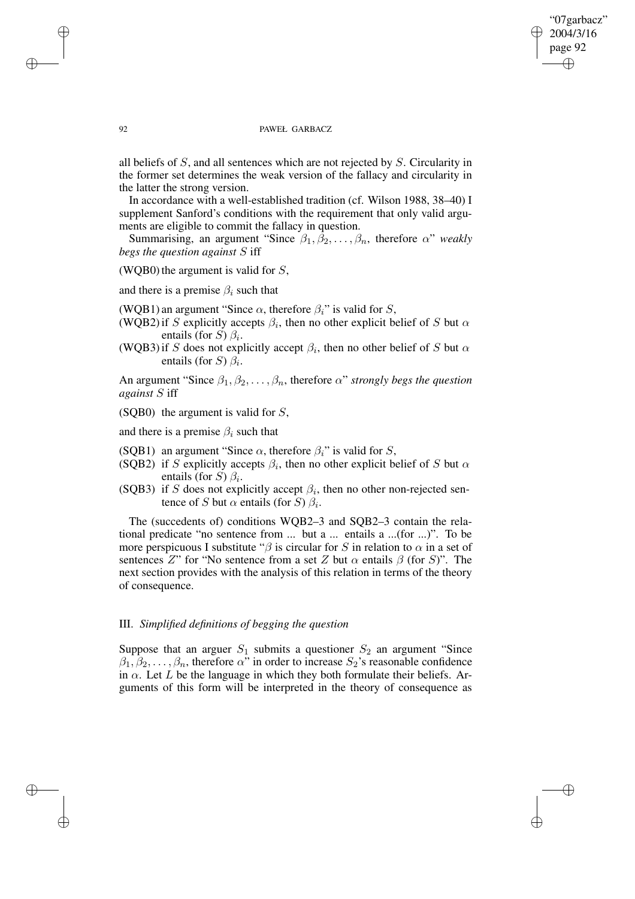all beliefs of $S$, and all sentences which are not rejected by $S$. Circularity in the former set determines the weak version of the fallacy and circularity in the latter the strong version.

In accordance with a well-established tradition (cf. Wilson 1988, 38–40) I supplement Sanford's conditions with the requirement that only valid arguments are eligible to commit the fallacy in question.

Summarising, an argument "Since $\beta_1, \beta_2, \ldots, \beta_n$, therefore $\alpha$" *weakly begs the question against S* iff

(WQB0) the argument is valid for $S$,

and there is a premise $\beta_i$ such that

(WQB1) an argument "Since $\alpha$, therefore $\beta_i$" is valid for $S$,

(WQB2) if $S$ explicitly accepts $\beta_i$, then no other explicit belief of $S$ but $\alpha$ entails (for $S$) $\beta_i$.

(WQB3) if $S$ does not explicitly accept $\beta_i$, then no other belief of $S$ but $\alpha$ entails (for $S$) $\beta_i$.

An argument "Since $\beta_1, \beta_2, \ldots, \beta_n$, therefore $\alpha$" *strongly begs the question against S* iff

(SQB0) the argument is valid for $S$,

and there is a premise $\beta_i$ such that

(SQB1) an argument "Since $\alpha$, therefore $\beta_i$" is valid for $S$,

(SQB2) if $S$ explicitly accepts $\beta_i$, then no other explicit belief of $S$ but $\alpha$ entails (for $S$) $\beta_i$.

(SQB3) if $S$ does not explicitly accept $\beta_i$, then no other non-rejected sentence of $S$ but $\alpha$ entails (for $S$) $\beta_i$.

The (succedents of) conditions WQB2–3 and SQB2–3 contain the relational predicate "no sentence from ... but a ... entails a ...(for ...)". To be more perspicuous I substitute "$\beta$ is circular for $S$ in relation to $\alpha$ in a set of sentences $Z$" for "No sentence from a set $Z$ but $\alpha$ entails $\beta$ (for $S$)". The next section provides with the analysis of this relation in terms of the theory of consequence.

## III. *Simplified definitions of begging the question*

Suppose that an arguer $S_1$ submits a questioner $S_2$ an argument "Since $\beta_1, \beta_2, \ldots, \beta_n$, therefore $\alpha$" in order to increase $S_2$'s reasonable confidence in $\alpha$. Let $L$ be the language in which they both formulate their beliefs. Arguments of this form will be interpreted in the theory of consequence as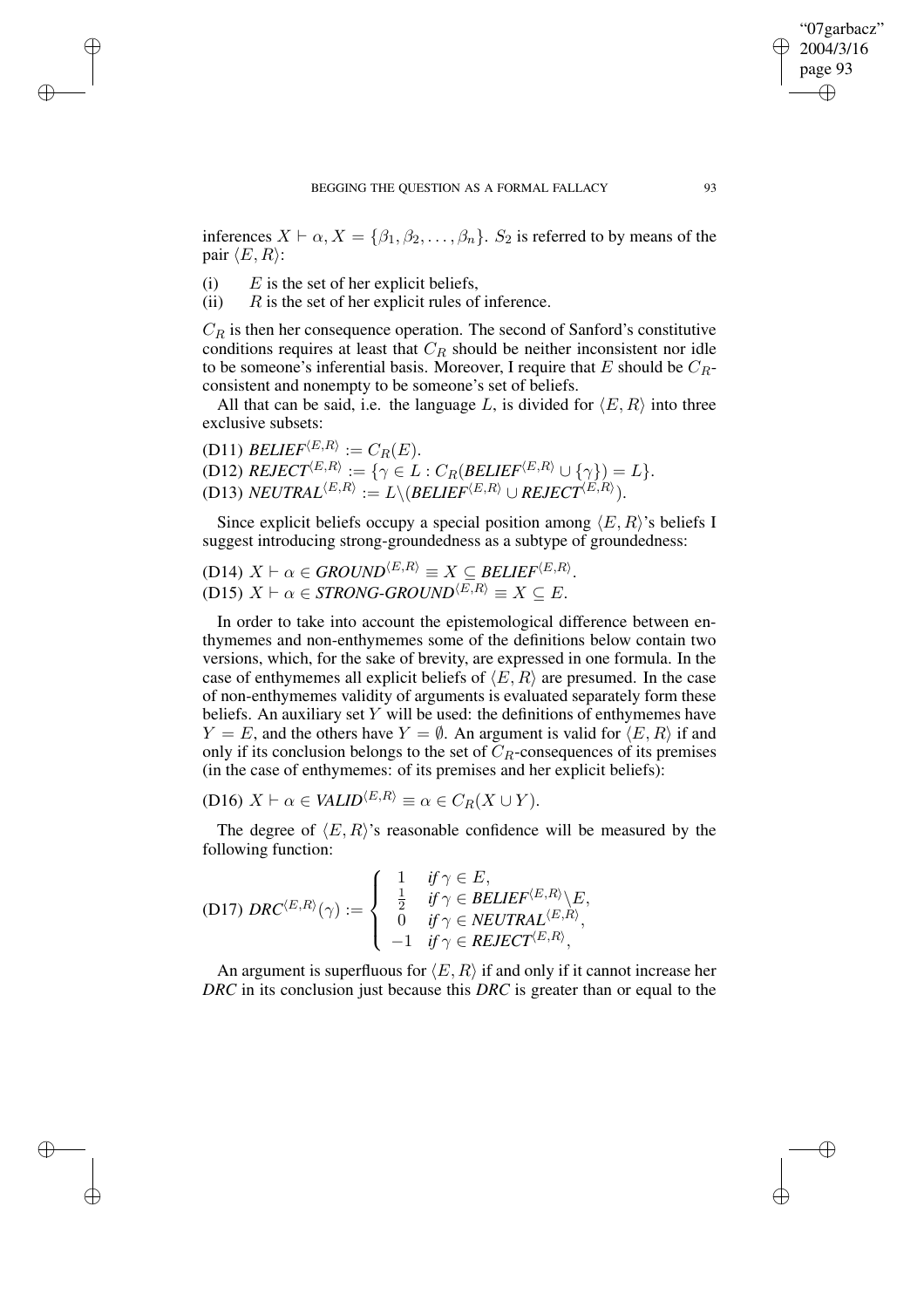inferences $X \vdash \alpha, X = \{\beta_1, \beta_2, \ldots, \beta_n\}$. $S_2$ is referred to by means of the pair $\langle E, R\rangle$:

(i) $E$ is the set of her explicit beliefs,
(ii) $R$ is the set of her explicit rules of inference.

$C_R$ is then her consequence operation. The second of Sanford's constitutive conditions requires at least that $C_R$ should be neither inconsistent nor idle to be someone's inferential basis. Moreover, I require that $E$ should be $C_R$-consistent and nonempty to be someone's set of beliefs.

All that can be said, i.e. the language $L$, is divided for $\langle E, R\rangle$ into three exclusive subsets:

(D11) $\mathit{BELIEF}^{\langle E,R\rangle} := C_R(E)$.
(D12) $\mathit{REJECT}^{\langle E,R\rangle} := \{\gamma \in L : C_R(\mathit{BELIEF}^{\langle E,R\rangle} \cup \{\gamma\}) = L\}$.
(D13) $\mathit{NEUTRAL}^{\langle E,R\rangle} := L \backslash (\mathit{BELIEF}^{\langle E,R\rangle} \cup \mathit{REJECT}^{\langle E,R\rangle})$.

Since explicit beliefs occupy a special position among $\langle E, R\rangle$'s beliefs I suggest introducing strong-groundedness as a subtype of groundedness:

(D14) $X \vdash \alpha \in \mathit{GROUND}^{\langle E,R\rangle} \equiv X \subseteq \mathit{BELIEF}^{\langle E,R\rangle}$.
(D15) $X \vdash \alpha \in \mathit{STRONG\text{-}GROUND}^{\langle E,R\rangle} \equiv X \subseteq E$.

In order to take into account the epistemological difference between enthymemes and non-enthymemes some of the definitions below contain two versions, which, for the sake of brevity, are expressed in one formula. In the case of enthymemes all explicit beliefs of $\langle E, R\rangle$ are presumed. In the case of non-enthymemes validity of arguments is evaluated separately form these beliefs. An auxiliary set $Y$ will be used: the definitions of enthymemes have $Y = E$, and the others have $Y = \emptyset$. An argument is valid for $\langle E, R\rangle$ if and only if its conclusion belongs to the set of $C_R$-consequences of its premises (in the case of enthymemes: of its premises and her explicit beliefs):

(D16) $X \vdash \alpha \in \mathit{VALID}^{\langle E,R\rangle} \equiv \alpha \in C_R(X \cup Y)$.

The degree of $\langle E, R\rangle$'s reasonable confidence will be measured by the following function:

$$
\text{(D17) } \mathit{DRC}^{\langle E,R\rangle}(\gamma) := \begin{cases} 1 & \text{if } \gamma \in E, \\ \frac{1}{2} & \text{if } \gamma \in \mathit{BELIEF}^{\langle E,R\rangle} \backslash E, \\ 0 & \text{if } \gamma \in \mathit{NEUTRAL}^{\langle E,R\rangle}, \\ -1 & \text{if } \gamma \in \mathit{REJECT}^{\langle E,R\rangle}, \end{cases}
$$

An argument is superfluous for $\langle E, R\rangle$ if and only if it cannot increase her *DRC* in its conclusion just because this *DRC* is greater than or equal to the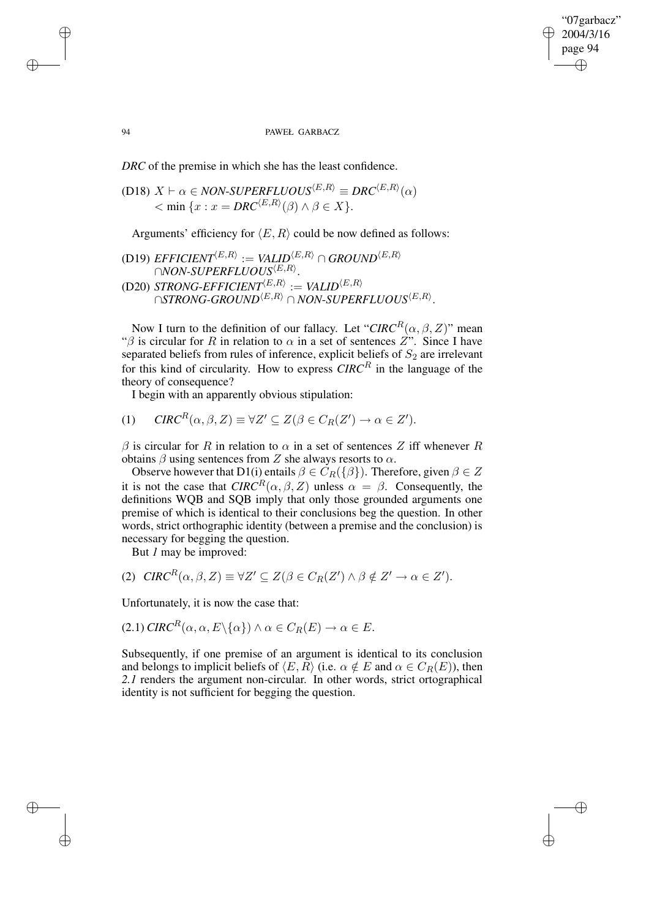*DRC* of the premise in which she has the least confidence.

(D18) $X \vdash \alpha \in \textit{NON-SUPERFLUOUS}^{\langle E,R\rangle} \equiv \textit{DRC}^{\langle E,R\rangle}(\alpha) < \min\{x : x = \textit{DRC}^{\langle E,R\rangle}(\beta) \wedge \beta \in X\}$.

Arguments' efficiency for $\langle E, R\rangle$ could be now defined as follows:

(D19) $\textit{EFFICIENT}^{\langle E,R\rangle} := \textit{VALID}^{\langle E,R\rangle} \cap \textit{GROUND}^{\langle E,R\rangle} \cap \textit{NON-SUPERFLUOUS}^{\langle E,R\rangle}$.

(D20) $\textit{STRONG-EFFICIENT}^{\langle E,R\rangle} := \textit{VALID}^{\langle E,R\rangle} \cap \textit{STRONG-GROUND}^{\langle E,R\rangle} \cap \textit{NON-SUPERFLUOUS}^{\langle E,R\rangle}$.

Now I turn to the definition of our fallacy. Let "$\textit{CIRC}^R(\alpha, \beta, Z)$" mean "$\beta$ is circular for $R$ in relation to $\alpha$ in a set of sentences $Z$". Since I have separated beliefs from rules of inference, explicit beliefs of $S_2$ are irrelevant for this kind of circularity. How to express $\textit{CIRC}^R$ in the language of the theory of consequence?

I begin with an apparently obvious stipulation:

(1) $\textit{CIRC}^R(\alpha, \beta, Z) \equiv \forall Z' \subseteq Z(\beta \in C_R(Z') \rightarrow \alpha \in Z')$.

$\beta$ is circular for $R$ in relation to $\alpha$ in a set of sentences $Z$ iff whenever $R$ obtains $\beta$ using sentences from $Z$ she always resorts to $\alpha$.

Observe however that D1(i) entails $\beta \in C_R(\{\beta\})$. Therefore, given $\beta \in Z$ it is not the case that $\textit{CIRC}^R(\alpha, \beta, Z)$ unless $\alpha = \beta$. Consequently, the definitions WQB and SQB imply that only those grounded arguments one premise of which is identical to their conclusions beg the question. In other words, strict orthographic identity (between a premise and the conclusion) is necessary for begging the question.

But *1* may be improved:

(2) $\textit{CIRC}^R(\alpha, \beta, Z) \equiv \forall Z' \subseteq Z(\beta \in C_R(Z') \wedge \beta \notin Z' \rightarrow \alpha \in Z')$.

Unfortunately, it is now the case that:

(2.1) $\textit{CIRC}^R(\alpha, \alpha, E \backslash \{\alpha\}) \wedge \alpha \in C_R(E) \rightarrow \alpha \in E$.

Subsequently, if one premise of an argument is identical to its conclusion and belongs to implicit beliefs of $\langle E, R\rangle$ (i.e. $\alpha \notin E$ and $\alpha \in C_R(E)$), then *2.1* renders the argument non-circular. In other words, strict ortographical identity is not sufficient for begging the question.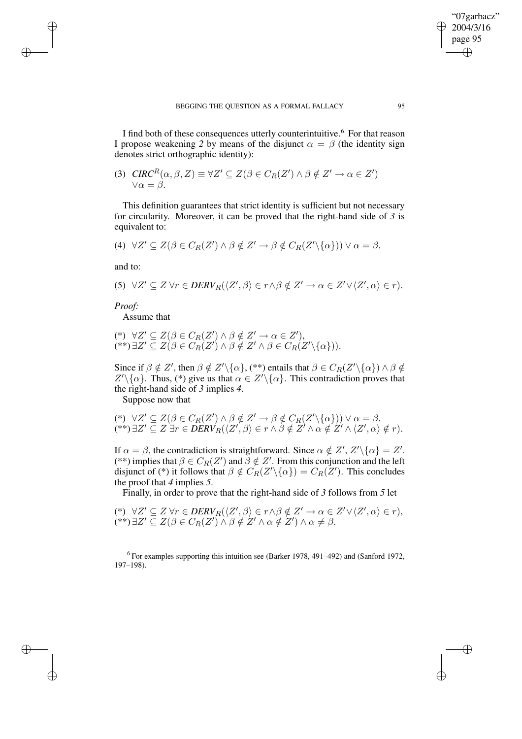I find both of these consequences utterly counterintuitive.[6] For that reason I propose weakening *2* by means of the disjunct $\alpha = \beta$ (the identity sign denotes strict orthographic identity):

$$\text{(3)}\quad CIRC^R(\alpha, \beta, Z) \equiv \forall Z' \subseteq Z(\beta \in C_R(Z') \wedge \beta \notin Z' \rightarrow \alpha \in Z') \vee \alpha = \beta.$$

This definition guarantees that strict identity is sufficient but not necessary for circularity. Moreover, it can be proved that the right-hand side of *3* is equivalent to:

$$\text{(4)}\quad \forall Z' \subseteq Z(\beta \in C_R(Z') \wedge \beta \notin Z' \rightarrow \beta \notin C_R(Z' \backslash \{\alpha\})) \vee \alpha = \beta.$$

and to:

$$\text{(5)}\quad \forall Z' \subseteq Z\ \forall r \in DERV_R(\langle Z', \beta\rangle \in r \wedge \beta \notin Z' \rightarrow \alpha \in Z' \vee \langle Z', \alpha\rangle \in r).$$

*Proof:*

Assume that

(*) $\forall Z' \subseteq Z(\beta \in C_R(Z') \wedge \beta \notin Z' \rightarrow \alpha \in Z')$,
(**) $\exists Z' \subseteq Z(\beta \in C_R(Z') \wedge \beta \notin Z' \wedge \beta \in C_R(Z' \backslash \{\alpha\}))$.

Since if $\beta \notin Z'$, then $\beta \notin Z' \backslash \{\alpha\}$, (**) entails that $\beta \in C_R(Z' \backslash \{\alpha\}) \wedge \beta \notin Z' \backslash \{\alpha\}$. Thus, (*) give us that $\alpha \in Z' \backslash \{\alpha\}$. This contradiction proves that the right-hand side of *3* implies *4*.

Suppose now that

(*) $\forall Z' \subseteq Z(\beta \in C_R(Z') \wedge \beta \notin Z' \rightarrow \beta \notin C_R(Z' \backslash \{\alpha\})) \vee \alpha = \beta$.
(**) $\exists Z' \subseteq Z\ \exists r \in DERV_R(\langle Z', \beta\rangle \in r \wedge \beta \notin Z' \wedge \alpha \notin Z' \wedge \langle Z', \alpha\rangle \notin r)$.

If $\alpha = \beta$, the contradiction is straightforward. Since $\alpha \notin Z'$, $Z' \backslash \{\alpha\} = Z'$. (**) implies that $\beta \in C_R(Z')$ and $\beta \notin Z'$. From this conjunction and the left disjunct of (*) it follows that $\beta \notin C_R(Z' \backslash \{\alpha\}) = C_R(Z')$. This concludes the proof that *4* implies *5*.

Finally, in order to prove that the right-hand side of *3* follows from *5* let

(*) $\forall Z' \subseteq Z\ \forall r \in DERV_R(\langle Z', \beta\rangle \in r \wedge \beta \notin Z' \rightarrow \alpha \in Z' \vee \langle Z', \alpha\rangle \in r)$,
(**) $\exists Z' \subseteq Z(\beta \in C_R(Z') \wedge \beta \notin Z' \wedge \alpha \notin Z') \wedge \alpha \neq \beta$.

[6] For examples supporting this intuition see (Barker 1978, 491–492) and (Sanford 1972, 197–198).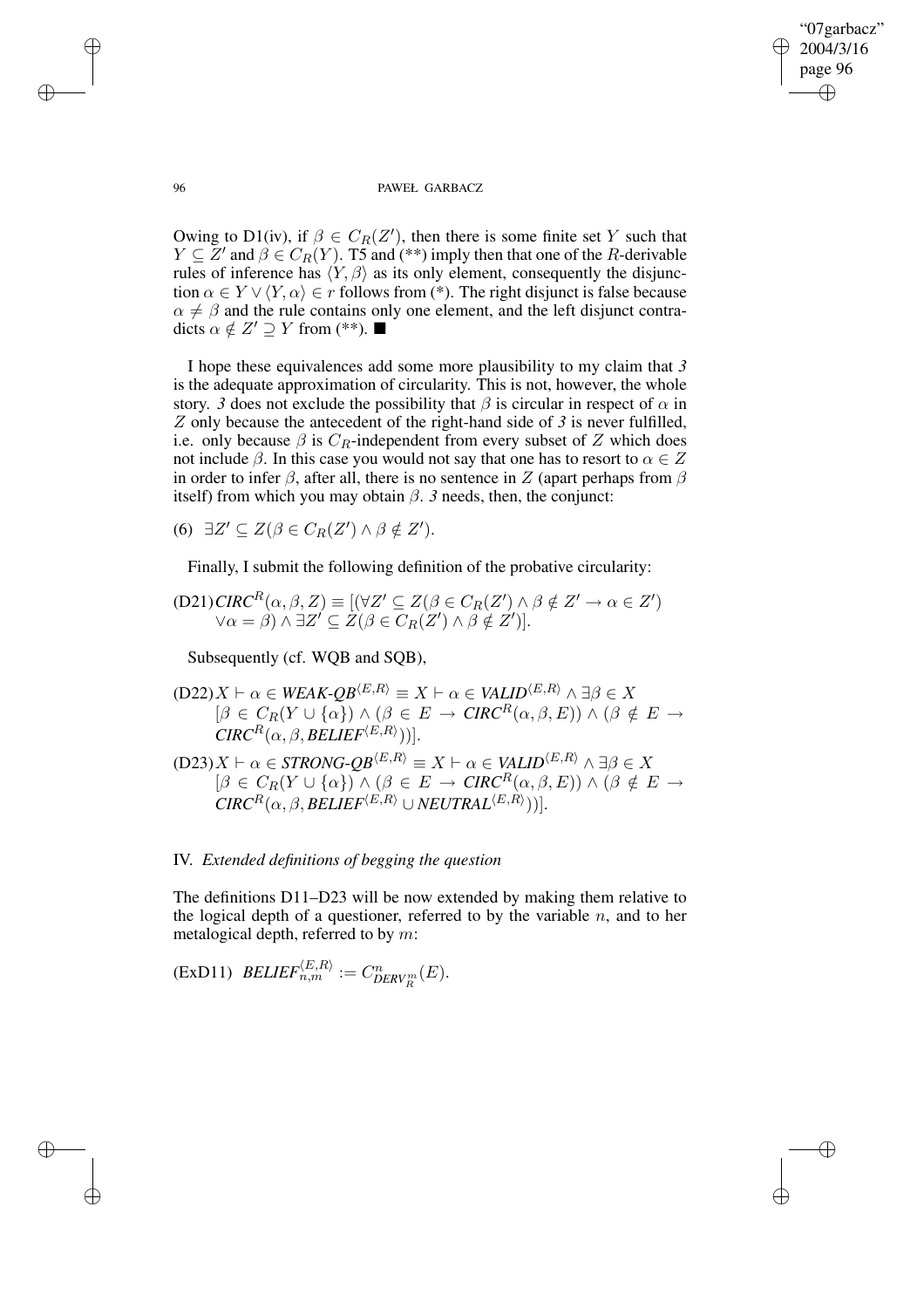Owing to D1(iv), if $\beta \in C_R(Z')$, then there is some finite set $Y$ such that $Y \subseteq Z'$ and $\beta \in C_R(Y)$. T5 and (**) imply then that one of the $R$-derivable rules of inference has $\langle Y, \beta \rangle$ as its only element, consequently the disjunction $\alpha \in Y \vee \langle Y, \alpha \rangle \in r$ follows from (*). The right disjunct is false because $\alpha \neq \beta$ and the rule contains only one element, and the left disjunct contradicts $\alpha \notin Z' \supseteq Y$ from (**). ■

I hope these equivalences add some more plausibility to my claim that *3* is the adequate approximation of circularity. This is not, however, the whole story. *3* does not exclude the possibility that $\beta$ is circular in respect of $\alpha$ in $Z$ only because the antecedent of the right-hand side of *3* is never fulfilled, i.e. only because $\beta$ is $C_R$-independent from every subset of $Z$ which does not include $\beta$. In this case you would not say that one has to resort to $\alpha \in Z$ in order to infer $\beta$, after all, there is no sentence in $Z$ (apart perhaps from $\beta$ itself) from which you may obtain $\beta$. *3* needs, then, the conjunct:

(6) $\exists Z' \subseteq Z(\beta \in C_R(Z') \wedge \beta \notin Z')$.

Finally, I submit the following definition of the probative circularity:

(D21) $CIRC^R(\alpha, \beta, Z) \equiv [(\forall Z' \subseteq Z(\beta \in C_R(Z') \wedge \beta \notin Z' \rightarrow \alpha \in Z') \vee \alpha = \beta) \wedge \exists Z' \subseteq Z(\beta \in C_R(Z') \wedge \beta \notin Z')]$.

Subsequently (cf. WQB and SQB),

(D22) $X \vdash \alpha \in \textit{WEAK-QB}^{\langle E,R \rangle} \equiv X \vdash \alpha \in \textit{VALID}^{\langle E,R \rangle} \wedge \exists \beta \in X [\beta \in C_R(Y \cup \{\alpha\}) \wedge (\beta \in E \rightarrow CIRC^R(\alpha, \beta, E)) \wedge (\beta \notin E \rightarrow CIRC^R(\alpha, \beta, \textit{BELIEF}^{\langle E,R \rangle}))]$.

(D23) $X \vdash \alpha \in \textit{STRONG-QB}^{\langle E,R \rangle} \equiv X \vdash \alpha \in \textit{VALID}^{\langle E,R \rangle} \wedge \exists \beta \in X [\beta \in C_R(Y \cup \{\alpha\}) \wedge (\beta \in E \rightarrow CIRC^R(\alpha, \beta, E)) \wedge (\beta \notin E \rightarrow CIRC^R(\alpha, \beta, \textit{BELIEF}^{\langle E,R \rangle} \cup \textit{NEUTRAL}^{\langle E,R \rangle}))]$.

## IV. *Extended definitions of begging the question*

The definitions D11–D23 will be now extended by making them relative to the logical depth of a questioner, referred to by the variable $n$, and to her metalogical depth, referred to by $m$:

(ExD11) $\textit{BELIEF}_{n,m}^{\langle E,R \rangle} := C^n_{\textit{DERV}^m_R}(E)$.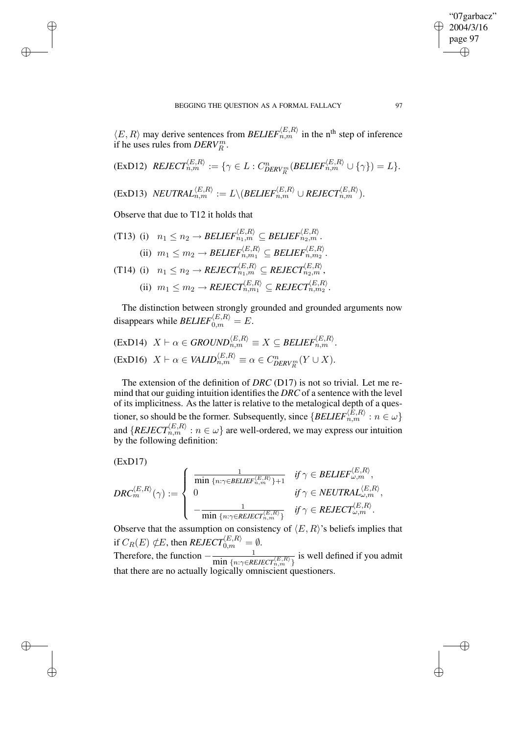$\langle E, R\rangle$ may derive sentences from $\mathit{BELIEF}_{n,m}^{\langle E,R\rangle}$ in the n[th] step of inference if he uses rules from $\mathit{DERV}_R^m$.

(ExD12) $\mathit{REJECT}_{n,m}^{\langle E,R\rangle} := \{\gamma \in L : C^n_{\mathit{DERV}_R^m}(\mathit{BELIEF}_{n,m}^{\langle E,R\rangle} \cup \{\gamma\}) = L\}$.

(ExD13) $\mathit{NEUTRAL}_{n,m}^{\langle E,R\rangle} := L \backslash (\mathit{BELIEF}_{n,m}^{\langle E,R\rangle} \cup \mathit{REJECT}_{n,m}^{\langle E,R\rangle})$.

Observe that due to T12 it holds that

(T13) (i) $n_1 \leq n_2 \rightarrow \mathit{BELIEF}_{n_1,m}^{\langle E,R\rangle} \subseteq \mathit{BELIEF}_{n_2,m}^{\langle E,R\rangle}$.

(ii) $m_1 \leq m_2 \rightarrow \mathit{BELIEF}_{n,m_1}^{\langle E,R\rangle} \subseteq \mathit{BELIEF}_{n,m_2}^{\langle E,R\rangle}$.

(T14) (i) $n_1 \leq n_2 \rightarrow \mathit{REJECT}_{n_1,m}^{\langle E,R\rangle} \subseteq \mathit{REJECT}_{n_2,m}^{\langle E,R\rangle}$,

(ii) $m_1 \leq m_2 \rightarrow \mathit{REJECT}_{n,m_1}^{\langle E,R\rangle} \subseteq \mathit{REJECT}_{n,m_2}^{\langle E,R\rangle}$.

The distinction between strongly grounded and grounded arguments now disappears while $\mathit{BELIEF}_{0,m}^{\langle E,R\rangle} = E$.

(ExD14) $X \vdash \alpha \in \mathit{GROUND}_{n,m}^{\langle E,R\rangle} \equiv X \subseteq \mathit{BELIEF}_{n,m}^{\langle E,R\rangle}$.

(ExD16) $X \vdash \alpha \in \mathit{VALID}_{n,m}^{\langle E,R\rangle} \equiv \alpha \in C^n_{\mathit{DERV}_R^m}(Y \cup X)$.

The extension of the definition of *DRC* (D17) is not so trivial. Let me remind that our guiding intuition identifies the *DRC* of a sentence with the level of its implicitness. As the latter is relative to the metalogical depth of a questioner, so should be the former. Subsequently, since $\{\mathit{BELIEF}_{n,m}^{\langle E,R\rangle} : n \in \omega\}$ and $\{\mathit{REJECT}_{n,m}^{\langle E,R\rangle} : n \in \omega\}$ are well-ordered, we may express our intuition by the following definition:

(ExD17)

$$\mathit{DRC}_m^{\langle E,R\rangle}(\gamma) := \begin{cases} \dfrac{1}{\min \{n : \gamma \in \mathit{BELIEF}_{n,m}^{\langle E,R\rangle}\} + 1} & \textit{if } \gamma \in \mathit{BELIEF}_{\omega,m}^{\langle E,R\rangle}, \\ 0 & \textit{if } \gamma \in \mathit{NEUTRAL}_{\omega,m}^{\langle E,R\rangle}, \\ -\dfrac{1}{\min \{n : \gamma \in \mathit{REJECT}_{n,m}^{\langle E,R\rangle}\}} & \textit{if } \gamma \in \mathit{REJECT}_{\omega,m}^{\langle E,R\rangle}. \end{cases}$$

Observe that the assumption on consistency of $\langle E, R\rangle$'s beliefs implies that if $C_R(E) \not\subset E$, then $\mathit{REJECT}_{0,m}^{\langle E,R\rangle} = \emptyset$.

Therefore, the function $-\frac{1}{\min \{n : \gamma \in \mathit{REJECT}_{n,m}^{\langle E,R\rangle}\}}$ is well defined if you admit that there are no actually logically omniscient questioners.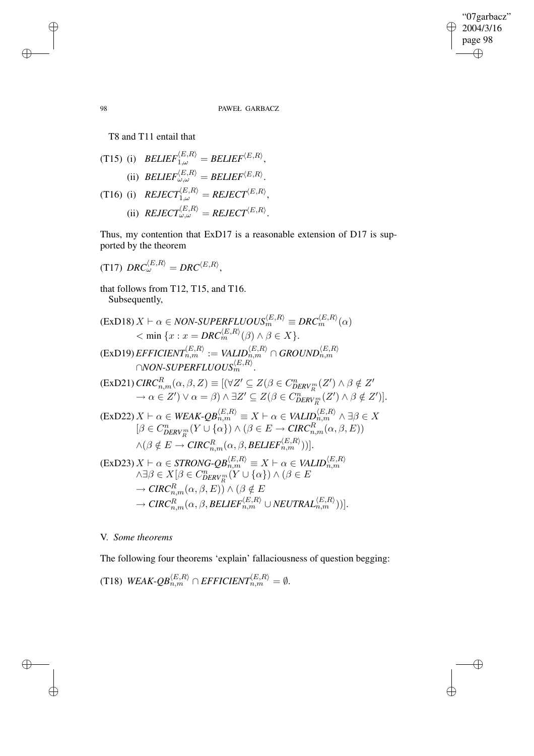T8 and T11 entail that

(T15) (i) $\mathit{BELIEF}_{1,\omega}^{\langle E,R\rangle} = \mathit{BELIEF}^{\langle E,R\rangle}$,

(ii) $\mathit{BELIEF}_{\omega,\omega}^{\langle E,R\rangle} = \mathit{BELIEF}^{\langle E,R\rangle}$.

(T16) (i) $\mathit{REJECT}_{1,\omega}^{\langle E,R\rangle} = \mathit{REJECT}^{\langle E,R\rangle}$,

(ii) $\mathit{REJECT}_{\omega,\omega}^{\langle E,R\rangle} = \mathit{REJECT}^{\langle E,R\rangle}$.

Thus, my contention that ExD17 is a reasonable extension of D17 is supported by the theorem

(T17) $\mathit{DRC}_{\omega}^{\langle E,R\rangle} = \mathit{DRC}^{\langle E,R\rangle}$,

that follows from T12, T15, and T16.

Subsequently,

(ExD18) $X \vdash \alpha \in \mathit{NON\text{-}SUPERFLUOUS}_{m}^{\langle E,R\rangle} \equiv \mathit{DRC}_{m}^{\langle E,R\rangle}(\alpha) < \min\{x : x = \mathit{DRC}_{m}^{\langle E,R\rangle}(\beta) \wedge \beta \in X\}$.

(ExD19) $\mathit{EFFICIENT}_{n,m}^{\langle E,R\rangle} := \mathit{VALID}_{n,m}^{\langle E,R\rangle} \cap \mathit{GROUND}_{n,m}^{\langle E,R\rangle} \cap \mathit{NON\text{-}SUPERFLUOUS}_{m}^{\langle E,R\rangle}$.

(ExD21) $\mathit{CIRC}_{n,m}^{R}(\alpha,\beta,Z) \equiv [(\forall Z' \subseteq Z(\beta \in C^{n}_{\mathit{DERV}_{R}^{m}}(Z') \wedge \beta \notin Z' \rightarrow \alpha \in Z') \vee \alpha = \beta) \wedge \exists Z' \subseteq Z(\beta \in C^{n}_{\mathit{DERV}_{R}^{m}}(Z') \wedge \beta \notin Z')]$.

(ExD22) $X \vdash \alpha \in \mathit{WEAK\text{-}QB}_{n,m}^{\langle E,R\rangle} \equiv X \vdash \alpha \in \mathit{VALID}_{n,m}^{\langle E,R\rangle} \wedge \exists\beta \in X [\beta \in C^{n}_{\mathit{DERV}_{R}^{m}}(Y \cup \{\alpha\}) \wedge (\beta \in E \rightarrow \mathit{CIRC}_{n,m}^{R}(\alpha,\beta,E)) \wedge(\beta \notin E \rightarrow \mathit{CIRC}_{n,m}^{R}(\alpha,\beta,\mathit{BELIEF}_{n,m}^{\langle E,R\rangle}))]$.

(ExD23) $X \vdash \alpha \in \mathit{STRONG\text{-}QB}_{n,m}^{\langle E,R\rangle} \equiv X \vdash \alpha \in \mathit{VALID}_{n,m}^{\langle E,R\rangle} \wedge \exists\beta \in X[\beta \in C^{n}_{\mathit{DERV}_{R}^{m}}(Y \cup \{\alpha\}) \wedge (\beta \in E \rightarrow \mathit{CIRC}_{n,m}^{R}(\alpha,\beta,E)) \wedge (\beta \notin E \rightarrow \mathit{CIRC}_{n,m}^{R}(\alpha,\beta,\mathit{BELIEF}_{n,m}^{\langle E,R\rangle} \cup \mathit{NEUTRAL}_{n,m}^{\langle E,R\rangle}))]$.

## V. *Some theorems*

The following four theorems 'explain' fallaciousness of question begging:

(T18) $\mathit{WEAK\text{-}QB}_{n,m}^{\langle E,R\rangle} \cap \mathit{EFFICIENT}_{n,m}^{\langle E,R\rangle} = \emptyset$.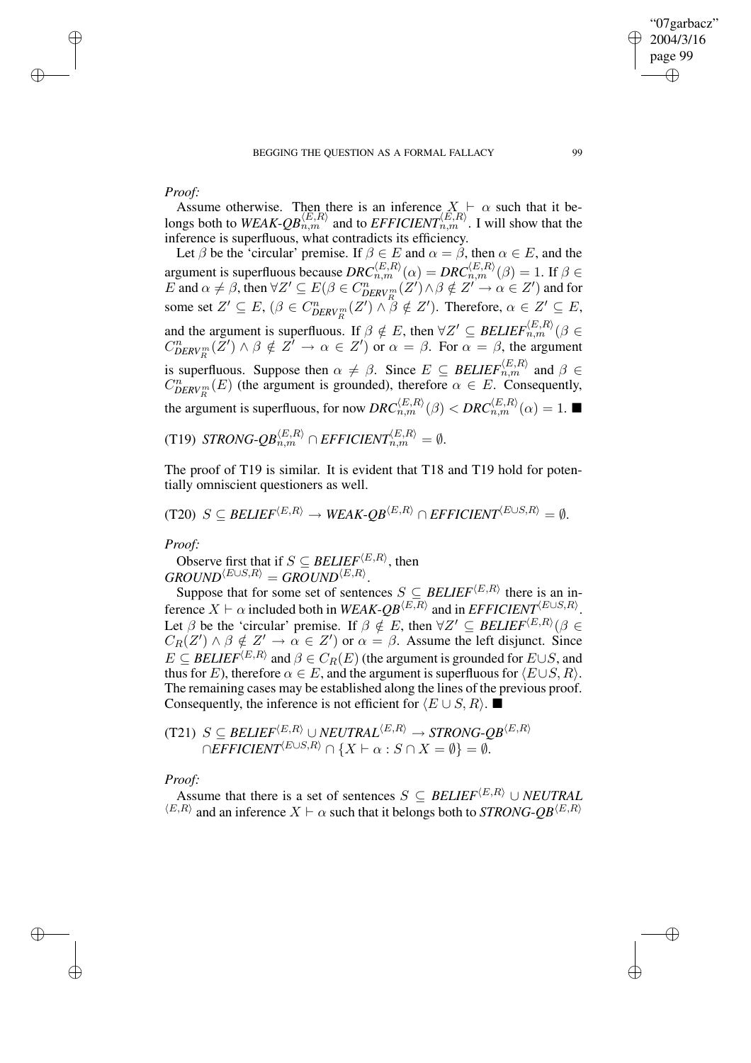*Proof:*

Assume otherwise. Then there is an inference $X \vdash \alpha$ such that it belongs both to $\mathit{WEAK\text{-}QB}_{n,m}^{\langle E,R\rangle}$ and to $\mathit{EFFICIENT}_{n,m}^{\langle E,R\rangle}$. I will show that the inference is superfluous, what contradicts its efficiency.

Let $\beta$ be the 'circular' premise. If $\beta \in E$ and $\alpha = \beta$, then $\alpha \in E$, and the argument is superfluous because $\mathit{DRC}_{n,m}^{\langle E,R\rangle}(\alpha) = \mathit{DRC}_{n,m}^{\langle E,R\rangle}(\beta) = 1$. If $\beta \in E$ and $\alpha \neq \beta$, then $\forall Z' \subseteq E(\beta \in C^n_{\mathit{DERV}_R^m}(Z') \wedge \beta \notin Z' \rightarrow \alpha \in Z')$ and for some set $Z' \subseteq E$, $(\beta \in C^n_{\mathit{DERV}_R^m}(Z') \wedge \beta \notin Z')$. Therefore, $\alpha \in Z' \subseteq E$, and the argument is superfluous. If $\beta \notin E$, then $\forall Z' \subseteq \mathit{BELIEF}_{n,m}^{\langle E,R\rangle}(\beta \in C^n_{\mathit{DERV}_R^m}(Z') \wedge \beta \notin Z' \rightarrow \alpha \in Z')$ or $\alpha = \beta$. For $\alpha = \beta$, the argument is superfluous. Suppose then $\alpha \neq \beta$. Since $E \subseteq \mathit{BELIEF}_{n,m}^{\langle E,R\rangle}$ and $\beta \in C^n_{\mathit{DERV}_R^m}(E)$ (the argument is grounded), therefore $\alpha \in E$. Consequently, the argument is superfluous, for now $\mathit{DRC}_{n,m}^{\langle E,R\rangle}(\beta) < \mathit{DRC}_{n,m}^{\langle E,R\rangle}(\alpha) = 1$. ■

(T19) $\mathit{STRONG\text{-}QB}_{n,m}^{\langle E,R\rangle} \cap \mathit{EFFICIENT}_{n,m}^{\langle E,R\rangle} = \emptyset$.

The proof of T19 is similar. It is evident that T18 and T19 hold for potentially omniscient questioners as well.

(T20) $S \subseteq \mathit{BELIEF}^{\langle E,R\rangle} \rightarrow \mathit{WEAK\text{-}QB}^{\langle E,R\rangle} \cap \mathit{EFFICIENT}^{\langle E\cup S,R\rangle} = \emptyset$.

*Proof:*

Observe first that if $S \subseteq \mathit{BELIEF}^{\langle E,R\rangle}$, then $\mathit{GROUND}^{\langle E\cup S,R\rangle} = \mathit{GROUND}^{\langle E,R\rangle}$.

Suppose that for some set of sentences $S \subseteq \mathit{BELIEF}^{\langle E,R\rangle}$ there is an inference $X \vdash \alpha$ included both in $\mathit{WEAK\text{-}QB}^{\langle E,R\rangle}$ and in $\mathit{EFFICIENT}^{\langle E\cup S,R\rangle}$. Let $\beta$ be the 'circular' premise. If $\beta \notin E$, then $\forall Z' \subseteq \mathit{BELIEF}^{\langle E,R\rangle}(\beta \in C_R(Z') \wedge \beta \notin Z' \rightarrow \alpha \in Z')$ or $\alpha = \beta$. Assume the left disjunct. Since $E \subseteq \mathit{BELIEF}^{\langle E,R\rangle}$ and $\beta \in C_R(E)$ (the argument is grounded for $E\cup S$, and thus for $E$), therefore $\alpha \in E$, and the argument is superfluous for $\langle E\cup S, R\rangle$. The remaining cases may be established along the lines of the previous proof. Consequently, the inference is not efficient for $\langle E \cup S, R\rangle$. ■

(T21) $S \subseteq \mathit{BELIEF}^{\langle E,R\rangle} \cup \mathit{NEUTRAL}^{\langle E,R\rangle} \rightarrow \mathit{STRONG\text{-}QB}^{\langle E,R\rangle}$
$\cap \mathit{EFFICIENT}^{\langle E\cup S,R\rangle} \cap \{X \vdash \alpha : S \cap X = \emptyset\} = \emptyset$.

*Proof:*

Assume that there is a set of sentences $S \subseteq \mathit{BELIEF}^{\langle E,R\rangle} \cup \mathit{NEUTRAL}^{\langle E,R\rangle}$ and an inference $X \vdash \alpha$ such that it belongs both to $\mathit{STRONG\text{-}QB}^{\langle E,R\rangle}$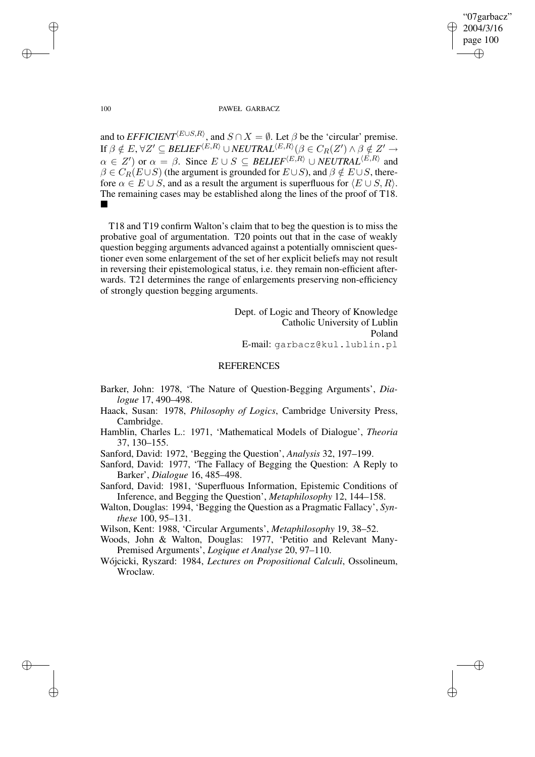and to *EFFICIENT*$^{\langle E \cup S, R\rangle}$, and $S \cap X = \emptyset$. Let $\beta$ be the 'circular' premise. If $\beta \notin E, \forall Z' \subseteq \textit{BELIEF}^{\langle E,R\rangle} \cup \textit{NEUTRAL}^{\langle E,R\rangle}(\beta \in C_R(Z') \wedge \beta \notin Z' \rightarrow \alpha \in Z')$ or $\alpha = \beta$. Since $E \cup S \subseteq \textit{BELIEF}^{\langle E,R\rangle} \cup \textit{NEUTRAL}^{\langle E,R\rangle}$ and $\beta \in C_R(E \cup S)$ (the argument is grounded for $E \cup S$), and $\beta \notin E \cup S$, therefore $\alpha \in E \cup S$, and as a result the argument is superfluous for $\langle E \cup S, R\rangle$. The remaining cases may be established along the lines of the proof of T18. ■

T18 and T19 confirm Walton's claim that to beg the question is to miss the probative goal of argumentation. T20 points out that in the case of weakly question begging arguments advanced against a potentially omniscient questioner even some enlargement of the set of her explicit beliefs may not result in reversing their epistemological status, i.e. they remain non-efficient afterwards. T21 determines the range of enlargements preserving non-efficiency of strongly question begging arguments.

Dept. of Logic and Theory of Knowledge
Catholic University of Lublin
Poland
E-mail: garbacz@kul.lublin.pl

## REFERENCES

Barker, John: 1978, 'The Nature of Question-Begging Arguments', *Dialogue* 17, 490–498.

Haack, Susan: 1978, *Philosophy of Logics*, Cambridge University Press, Cambridge.

Hamblin, Charles L.: 1971, 'Mathematical Models of Dialogue', *Theoria* 37, 130–155.

Sanford, David: 1972, 'Begging the Question', *Analysis* 32, 197–199.

Sanford, David: 1977, 'The Fallacy of Begging the Question: A Reply to Barker', *Dialogue* 16, 485–498.

Sanford, David: 1981, 'Superfluous Information, Epistemic Conditions of Inference, and Begging the Question', *Metaphilosophy* 12, 144–158.

Walton, Douglas: 1994, 'Begging the Question as a Pragmatic Fallacy', *Synthese* 100, 95–131.

Wilson, Kent: 1988, 'Circular Arguments', *Metaphilosophy* 19, 38–52.

Woods, John & Walton, Douglas: 1977, 'Petitio and Relevant Many-Premised Arguments', *Logique et Analyse* 20, 97–110.

Wójcicki, Ryszard: 1984, *Lectures on Propositional Calculi*, Ossolineum, Wroclaw.